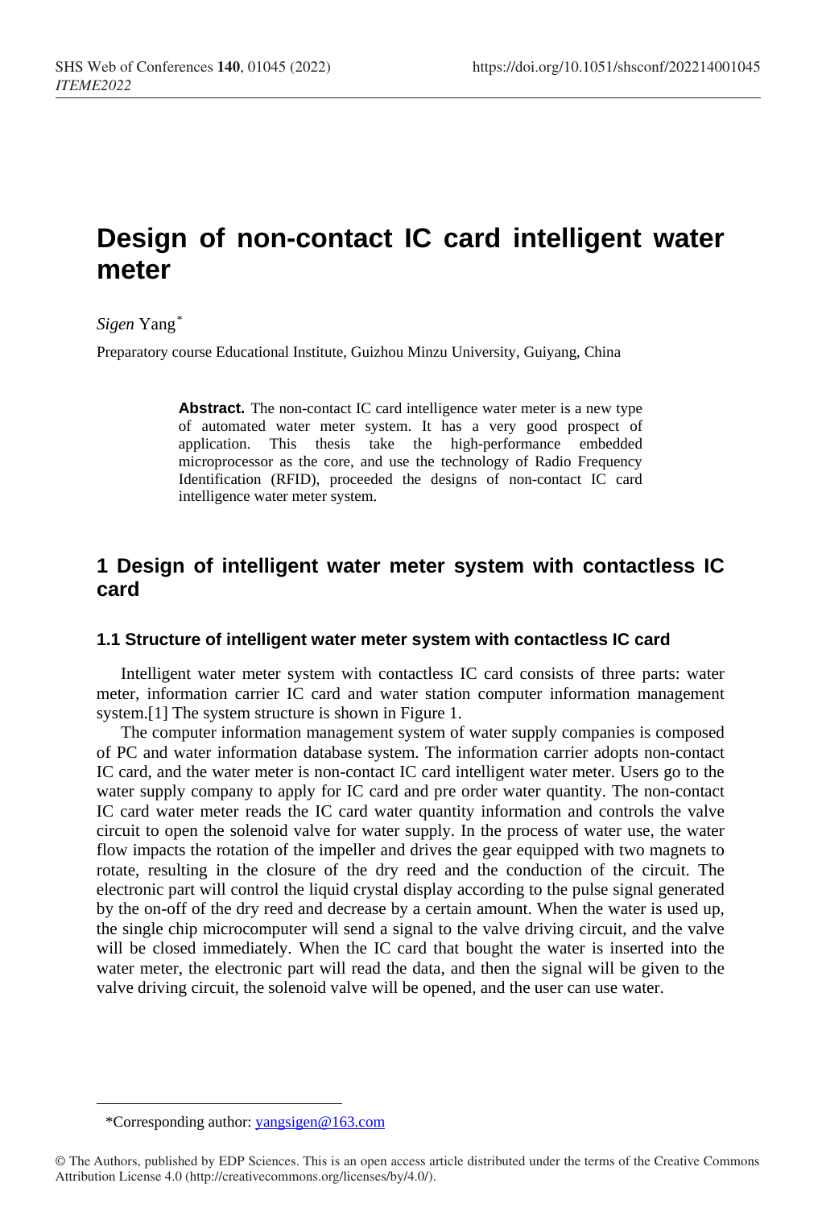# Design of non-contact IC card intelligent water meter

*Sigen* Yang*

Preparatory course Educational Institute, Guizhou Minzu University, Guiyang, China

**Abstract.** The non-contact IC card intelligence water meter is a new type of automated water meter system. It has a very good prospect of application. This thesis take the high-performance embedded microprocessor as the core, and use the technology of Radio Frequency Identification (RFID), proceeded the designs of non-contact IC card intelligence water meter system.

## 1 Design of intelligent water meter system with contactless IC card

### 1.1 Structure of intelligent water meter system with contactless IC card

Intelligent water meter system with contactless IC card consists of three parts: water meter, information carrier IC card and water station computer information management system.[1] The system structure is shown in Figure 1.

The computer information management system of water supply companies is composed of PC and water information database system. The information carrier adopts non-contact IC card, and the water meter is non-contact IC card intelligent water meter. Users go to the water supply company to apply for IC card and pre order water quantity. The non-contact IC card water meter reads the IC card water quantity information and controls the valve circuit to open the solenoid valve for water supply. In the process of water use, the water flow impacts the rotation of the impeller and drives the gear equipped with two magnets to rotate, resulting in the closure of the dry reed and the conduction of the circuit. The electronic part will control the liquid crystal display according to the pulse signal generated by the on-off of the dry reed and decrease by a certain amount. When the water is used up, the single chip microcomputer will send a signal to the valve driving circuit, and the valve will be closed immediately. When the IC card that bought the water is inserted into the water meter, the electronic part will read the data, and then the signal will be given to the valve driving circuit, the solenoid valve will be opened, and the user can use water.

*Corresponding author: yangsigen@163.com

© The Authors, published by EDP Sciences. This is an open access article distributed under the terms of the Creative Commons Attribution License 4.0 (http://creativecommons.org/licenses/by/4.0/).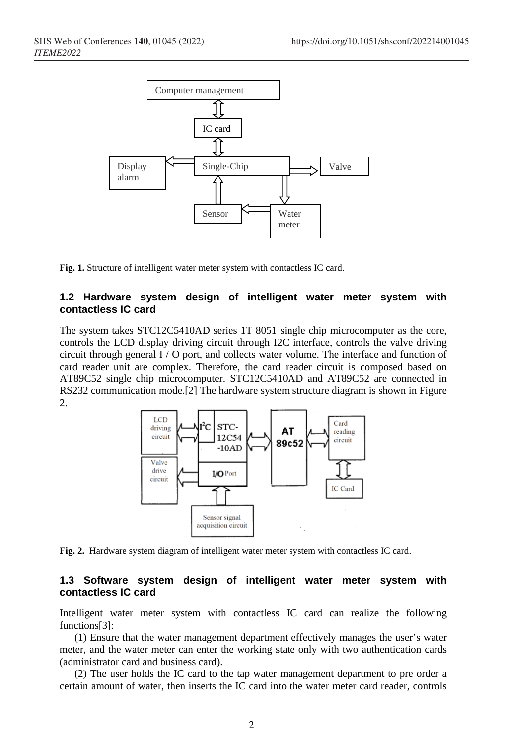Fig. 1. Structure of intelligent water meter system with contactless IC card.

### 1.2 Hardware system design of intelligent water meter system with contactless IC card

The system takes STC12C5410AD series 1T 8051 single chip microcomputer as the core, controls the LCD display driving circuit through I2C interface, controls the valve driving circuit through general I / O port, and collects water volume. The interface and function of card reader unit are complex. Therefore, the card reader circuit is composed based on AT89C52 single chip microcomputer. STC12C5410AD and AT89C52 are connected in RS232 communication mode.[2] The hardware system structure diagram is shown in Figure 2.

Fig. 2. Hardware system diagram of intelligent water meter system with contactless IC card.

### 1.3 Software system design of intelligent water meter system with contactless IC card

Intelligent water meter system with contactless IC card can realize the following functions[3]:

(1) Ensure that the water management department effectively manages the user's water meter, and the water meter can enter the working state only with two authentication cards (administrator card and business card).

(2) The user holds the IC card to the tap water management department to pre order a certain amount of water, then inserts the IC card into the water meter card reader, controls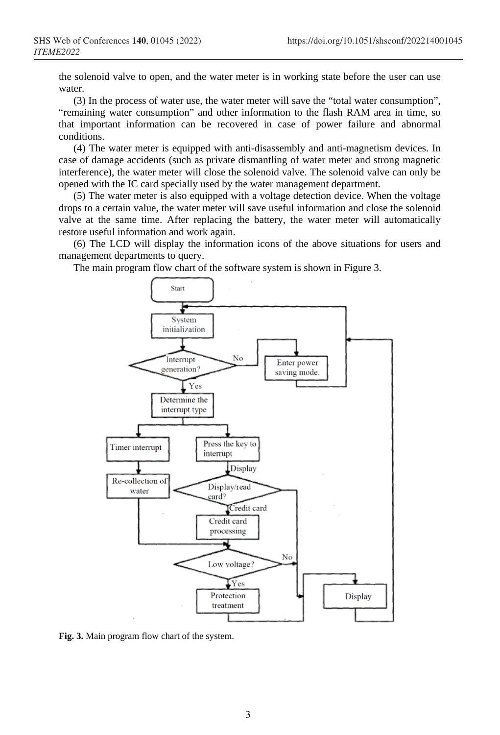the solenoid valve to open, and the water meter is in working state before the user can use water.

(3) In the process of water use, the water meter will save the "total water consumption", "remaining water consumption" and other information to the flash RAM area in time, so that important information can be recovered in case of power failure and abnormal conditions.

(4) The water meter is equipped with anti-disassembly and anti-magnetism devices. In case of damage accidents (such as private dismantling of water meter and strong magnetic interference), the water meter will close the solenoid valve. The solenoid valve can only be opened with the IC card specially used by the water management department.

(5) The water meter is also equipped with a voltage detection device. When the voltage drops to a certain value, the water meter will save useful information and close the solenoid valve at the same time. After replacing the battery, the water meter will automatically restore useful information and work again.

(6) The LCD will display the information icons of the above situations for users and management departments to query.

The main program flow chart of the software system is shown in Figure 3.

**Fig. 3.** Main program flow chart of the system.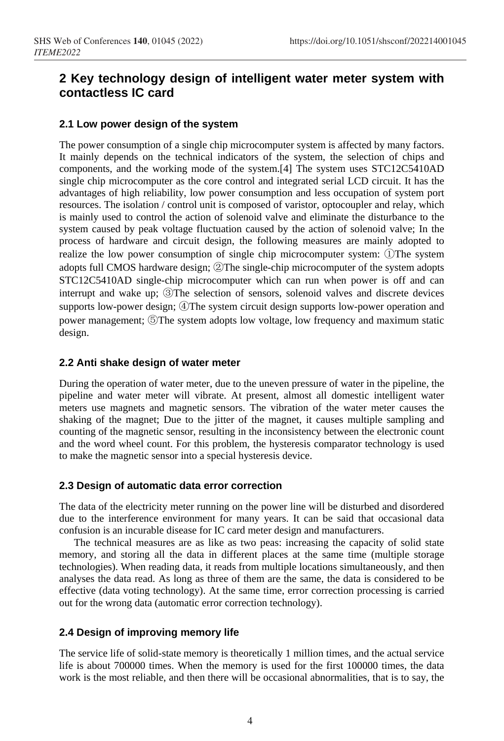## 2 Key technology design of intelligent water meter system with contactless IC card

### 2.1 Low power design of the system

The power consumption of a single chip microcomputer system is affected by many factors. It mainly depends on the technical indicators of the system, the selection of chips and components, and the working mode of the system.[4] The system uses STC12C5410AD single chip microcomputer as the core control and integrated serial LCD circuit. It has the advantages of high reliability, low power consumption and less occupation of system port resources. The isolation / control unit is composed of varistor, optocoupler and relay, which is mainly used to control the action of solenoid valve and eliminate the disturbance to the system caused by peak voltage fluctuation caused by the action of solenoid valve; In the process of hardware and circuit design, the following measures are mainly adopted to realize the low power consumption of single chip microcomputer system: ①The system adopts full CMOS hardware design; ②The single-chip microcomputer of the system adopts STC12C5410AD single-chip microcomputer which can run when power is off and can interrupt and wake up; ③The selection of sensors, solenoid valves and discrete devices supports low-power design; ④The system circuit design supports low-power operation and power management; ⑤The system adopts low voltage, low frequency and maximum static design.

### 2.2 Anti shake design of water meter

During the operation of water meter, due to the uneven pressure of water in the pipeline, the pipeline and water meter will vibrate. At present, almost all domestic intelligent water meters use magnets and magnetic sensors. The vibration of the water meter causes the shaking of the magnet; Due to the jitter of the magnet, it causes multiple sampling and counting of the magnetic sensor, resulting in the inconsistency between the electronic count and the word wheel count. For this problem, the hysteresis comparator technology is used to make the magnetic sensor into a special hysteresis device.

### 2.3 Design of automatic data error correction

The data of the electricity meter running on the power line will be disturbed and disordered due to the interference environment for many years. It can be said that occasional data confusion is an incurable disease for IC card meter design and manufacturers.

The technical measures are as like as two peas: increasing the capacity of solid state memory, and storing all the data in different places at the same time (multiple storage technologies). When reading data, it reads from multiple locations simultaneously, and then analyses the data read. As long as three of them are the same, the data is considered to be effective (data voting technology). At the same time, error correction processing is carried out for the wrong data (automatic error correction technology).

### 2.4 Design of improving memory life

The service life of solid-state memory is theoretically 1 million times, and the actual service life is about 700000 times. When the memory is used for the first 100000 times, the data work is the most reliable, and then there will be occasional abnormalities, that is to say, the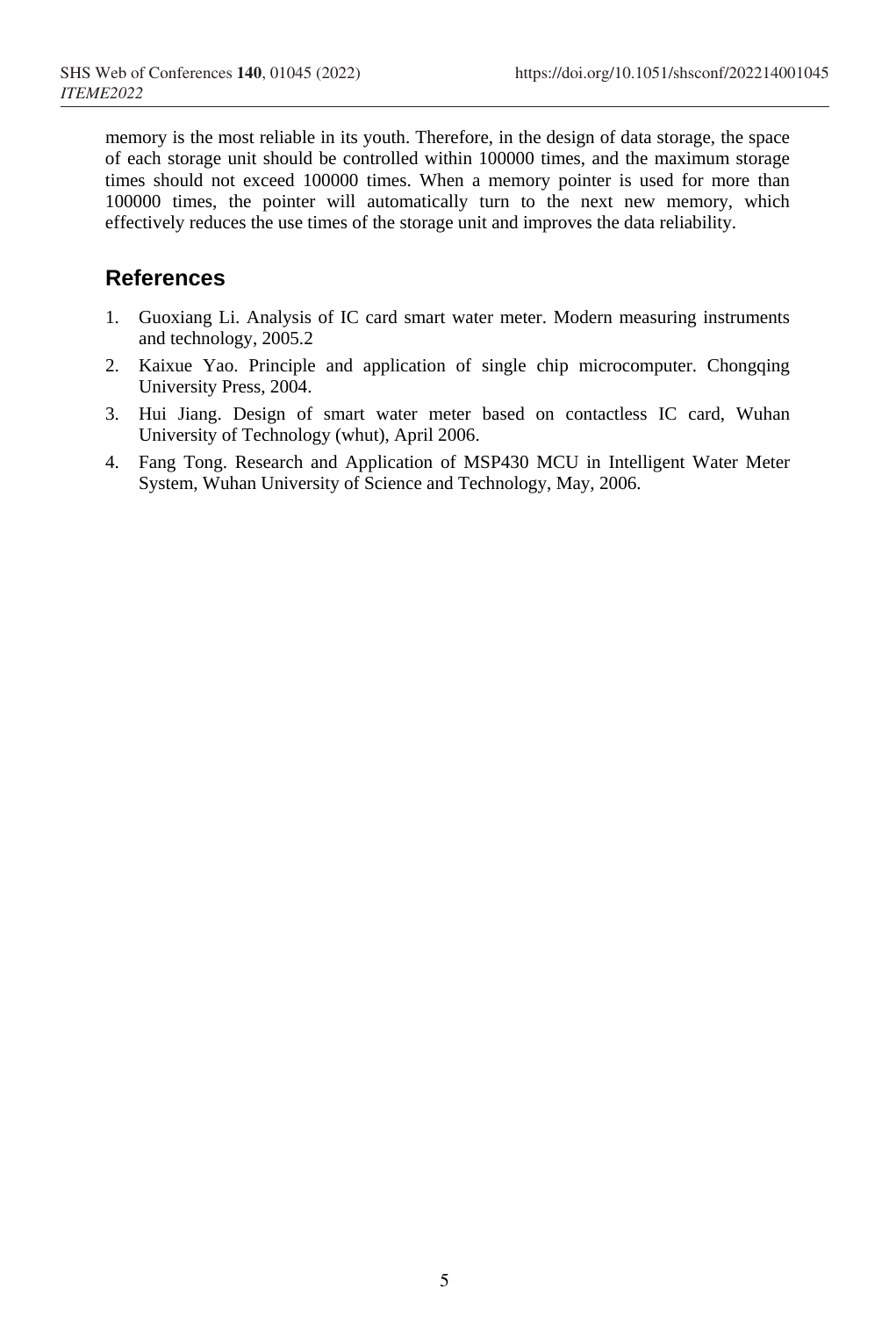memory is the most reliable in its youth. Therefore, in the design of data storage, the space of each storage unit should be controlled within 100000 times, and the maximum storage times should not exceed 100000 times. When a memory pointer is used for more than 100000 times, the pointer will automatically turn to the next new memory, which effectively reduces the use times of the storage unit and improves the data reliability.

## References

1. Guoxiang Li. Analysis of IC card smart water meter. Modern measuring instruments and technology, 2005.2
2. Kaixue Yao. Principle and application of single chip microcomputer. Chongqing University Press, 2004.
3. Hui Jiang. Design of smart water meter based on contactless IC card, Wuhan University of Technology (whut), April 2006.
4. Fang Tong. Research and Application of MSP430 MCU in Intelligent Water Meter System, Wuhan University of Science and Technology, May, 2006.